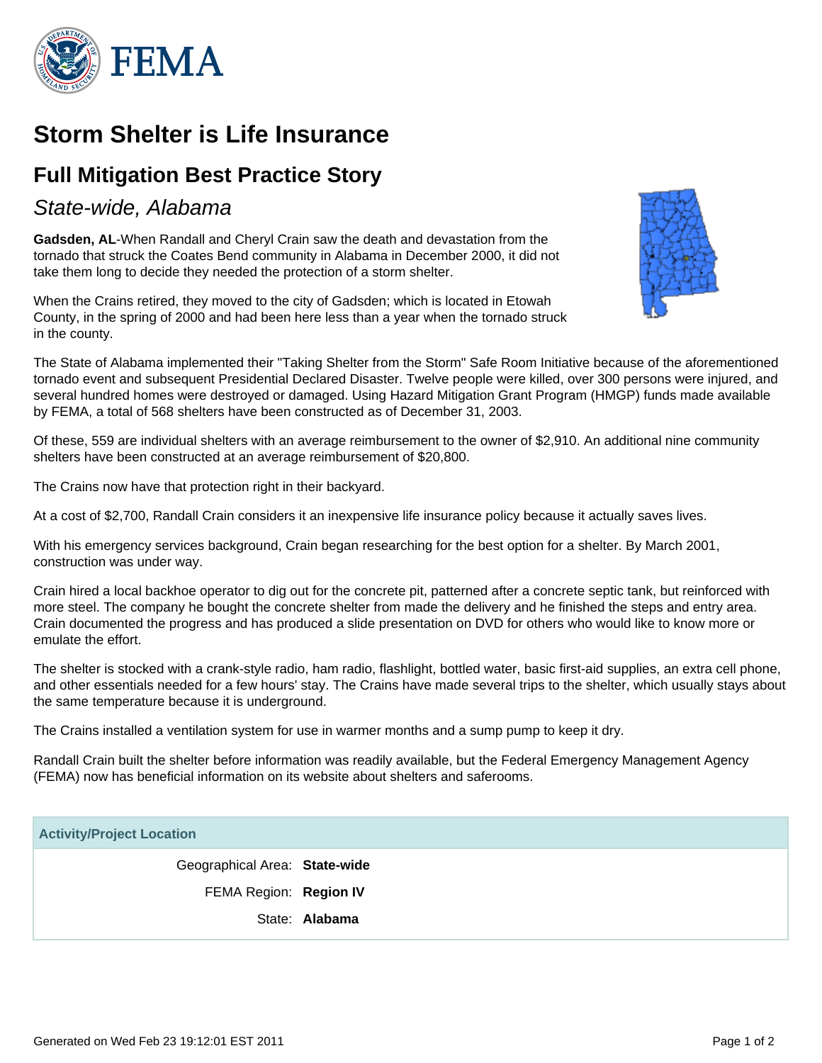# Storm Shelter is Life Insurance

## Full Mitigation Best Practice Story

*State-wide, Alabama*

**Gadsden, AL**-When Randall and Cheryl Crain saw the death and devastation from the tornado that struck the Coates Bend community in Alabama in December 2000, it did not take them long to decide they needed the protection of a storm shelter.

When the Crains retired, they moved to the city of Gadsden; which is located in Etowah County, in the spring of 2000 and had been here less than a year when the tornado struck in the county.

The State of Alabama implemented their "Taking Shelter from the Storm" Safe Room Initiative because of the aforementioned tornado event and subsequent Presidential Declared Disaster. Twelve people were killed, over 300 persons were injured, and several hundred homes were destroyed or damaged. Using Hazard Mitigation Grant Program (HMGP) funds made available by FEMA, a total of 568 shelters have been constructed as of December 31, 2003.

Of these, 559 are individual shelters with an average reimbursement to the owner of $2,910. An additional nine community shelters have been constructed at an average reimbursement of $20,800.

The Crains now have that protection right in their backyard.

At a cost of $2,700, Randall Crain considers it an inexpensive life insurance policy because it actually saves lives.

With his emergency services background, Crain began researching for the best option for a shelter. By March 2001, construction was under way.

Crain hired a local backhoe operator to dig out for the concrete pit, patterned after a concrete septic tank, but reinforced with more steel. The company he bought the concrete shelter from made the delivery and he finished the steps and entry area. Crain documented the progress and has produced a slide presentation on DVD for others who would like to know more or emulate the effort.

The shelter is stocked with a crank-style radio, ham radio, flashlight, bottled water, basic first-aid supplies, an extra cell phone, and other essentials needed for a few hours' stay. The Crains have made several trips to the shelter, which usually stays about the same temperature because it is underground.

The Crains installed a ventilation system for use in warmer months and a sump pump to keep it dry.

Randall Crain built the shelter before information was readily available, but the Federal Emergency Management Agency (FEMA) now has beneficial information on its website about shelters and saferooms.

### Activity/Project Location

| | |
|---|---|
| Geographical Area: | **State-wide** |
| FEMA Region: | **Region IV** |
| State: | **Alabama** |

Generated on Wed Feb 23 19:12:01 EST 2011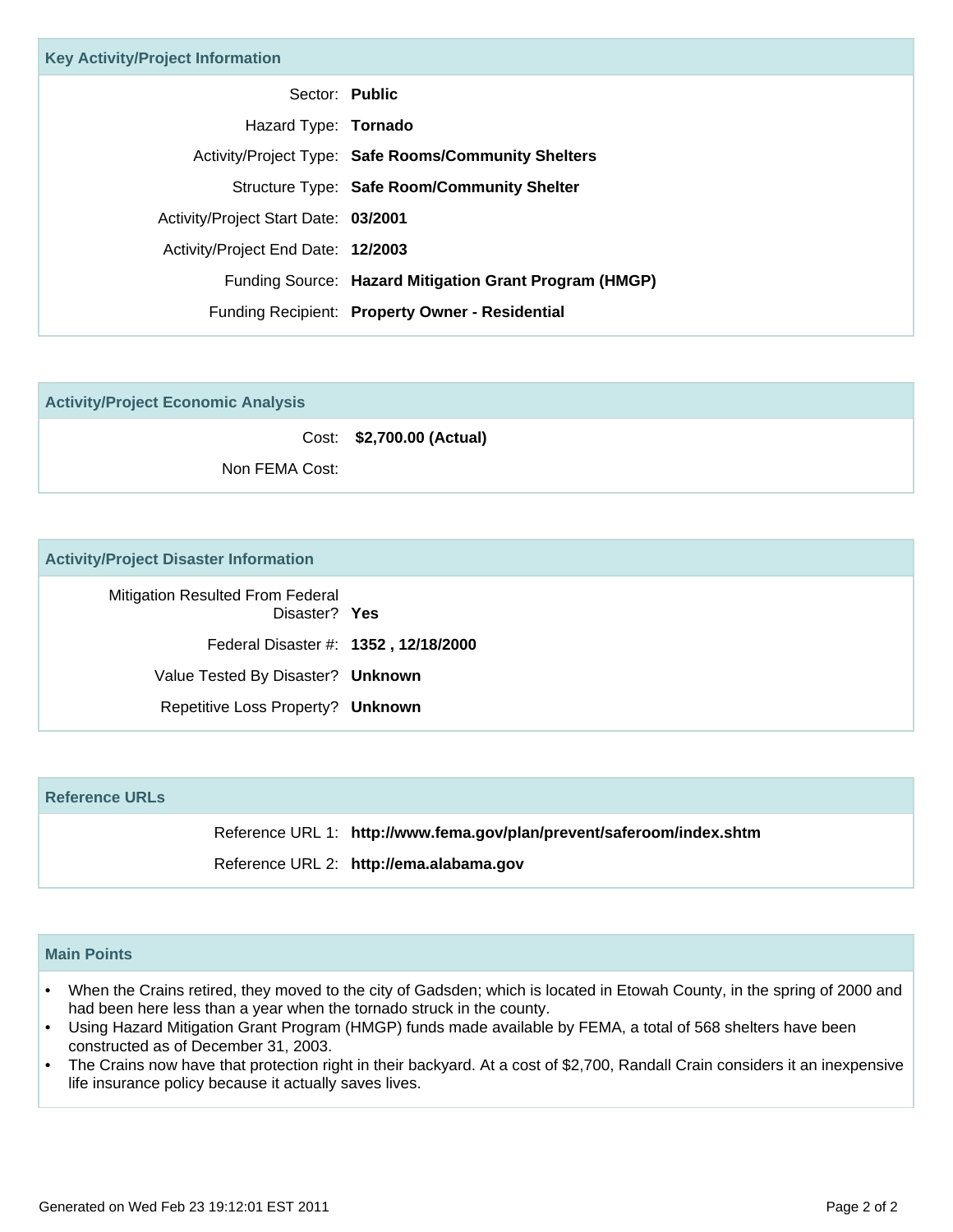## Key Activity/Project Information

| | |
|---|---|
| Sector: | **Public** |
| Hazard Type: | **Tornado** |
| Activity/Project Type: | **Safe Rooms/Community Shelters** |
| Structure Type: | **Safe Room/Community Shelter** |
| Activity/Project Start Date: | **03/2001** |
| Activity/Project End Date: | **12/2003** |
| Funding Source: | **Hazard Mitigation Grant Program (HMGP)** |
| Funding Recipient: | **Property Owner - Residential** |

## Activity/Project Economic Analysis

| | |
|---|---|
| Cost: | **$2,700.00 (Actual)** |
| Non FEMA Cost: | |

## Activity/Project Disaster Information

| | |
|---|---|
| Mitigation Resulted From Federal Disaster? | **Yes** |
| Federal Disaster #: | **1352 , 12/18/2000** |
| Value Tested By Disaster? | **Unknown** |
| Repetitive Loss Property? | **Unknown** |

## Reference URLs

| | |
|---|---|
| Reference URL 1: | **http://www.fema.gov/plan/prevent/saferoom/index.shtm** |
| Reference URL 2: | **http://ema.alabama.gov** |

## Main Points

- When the Crains retired, they moved to the city of Gadsden; which is located in Etowah County, in the spring of 2000 and had been here less than a year when the tornado struck in the county.
- Using Hazard Mitigation Grant Program (HMGP) funds made available by FEMA, a total of 568 shelters have been constructed as of December 31, 2003.
- The Crains now have that protection right in their backyard. At a cost of $2,700, Randall Crain considers it an inexpensive life insurance policy because it actually saves lives.

Generated on Wed Feb 23 19:12:01 EST 2011